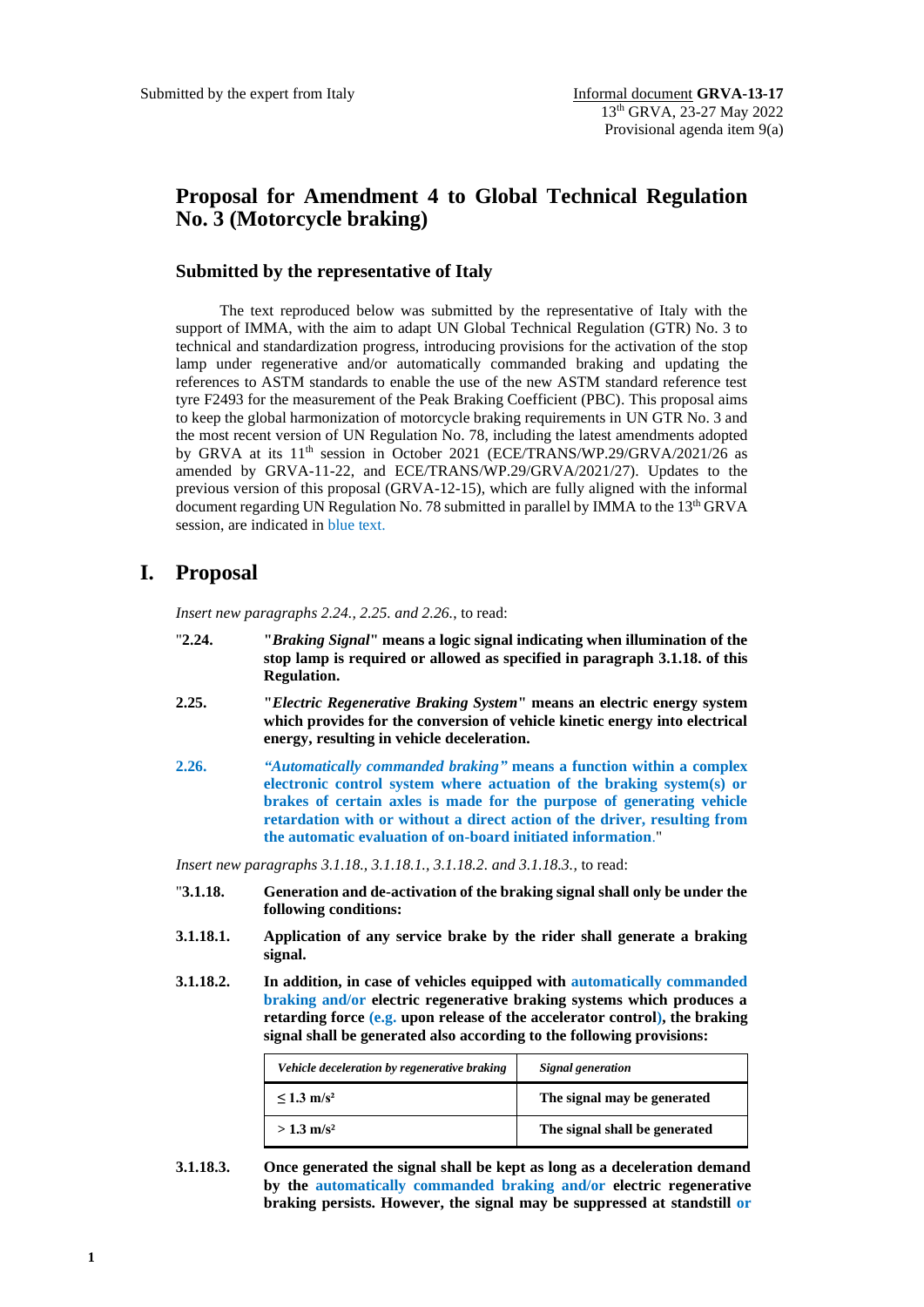Submitted by the expert from Italy

Informal document **GRVA-13-17**
13th GRVA, 23-27 May 2022
Provisional agenda item 9(a)

# Proposal for Amendment 4 to Global Technical Regulation No. 3 (Motorcycle braking)

### Submitted by the representative of Italy

The text reproduced below was submitted by the representative of Italy with the support of IMMA, with the aim to adapt UN Global Technical Regulation (GTR) No. 3 to technical and standardization progress, introducing provisions for the activation of the stop lamp under regenerative and/or automatically commanded braking and updating the references to ASTM standards to enable the use of the new ASTM standard reference test tyre F2493 for the measurement of the Peak Braking Coefficient (PBC). This proposal aims to keep the global harmonization of motorcycle braking requirements in UN GTR No. 3 and the most recent version of UN Regulation No. 78, including the latest amendments adopted by GRVA at its 11th session in October 2021 (ECE/TRANS/WP.29/GRVA/2021/26 as amended by GRVA-11-22, and ECE/TRANS/WP.29/GRVA/2021/27). Updates to the previous version of this proposal (GRVA-12-15), which are fully aligned with the informal document regarding UN Regulation No. 78 submitted in parallel by IMMA to the 13th GRVA session, are indicated in blue text.

## I. Proposal

*Insert new paragraphs 2.24., 2.25. and 2.26.*, to read:

"**2.24.** **"*Braking Signal*" means a logic signal indicating when illumination of the stop lamp is required or allowed as specified in paragraph 3.1.18. of this Regulation.**

**2.25.** **"*Electric Regenerative Braking System*" means an electric energy system which provides for the conversion of vehicle kinetic energy into electrical energy, resulting in vehicle deceleration.**

**2.26.** ***"Automatically commanded braking"* means a function within a complex electronic control system where actuation of the braking system(s) or brakes of certain axles is made for the purpose of generating vehicle retardation with or without a direct action of the driver, resulting from the automatic evaluation of on-board initiated information.**"

*Insert new paragraphs 3.1.18., 3.1.18.1., 3.1.18.2. and 3.1.18.3.*, to read:

"**3.1.18.** **Generation and de-activation of the braking signal shall only be under the following conditions:**

**3.1.18.1.** **Application of any service brake by the rider shall generate a braking signal.**

**3.1.18.2.** **In addition, in case of vehicles equipped with automatically commanded braking and/or electric regenerative braking systems which produces a retarding force (e.g. upon release of the accelerator control), the braking signal shall be generated also according to the following provisions:**

| *Vehicle deceleration by regenerative braking* | *Signal generation* |
|---|---|
| **≤ 1.3 m/s²** | **The signal may be generated** |
| **> 1.3 m/s²** | **The signal shall be generated** |

**3.1.18.3.** **Once generated the signal shall be kept as long as a deceleration demand by the automatically commanded braking and/or electric regenerative braking persists. However, the signal may be suppressed at standstill or**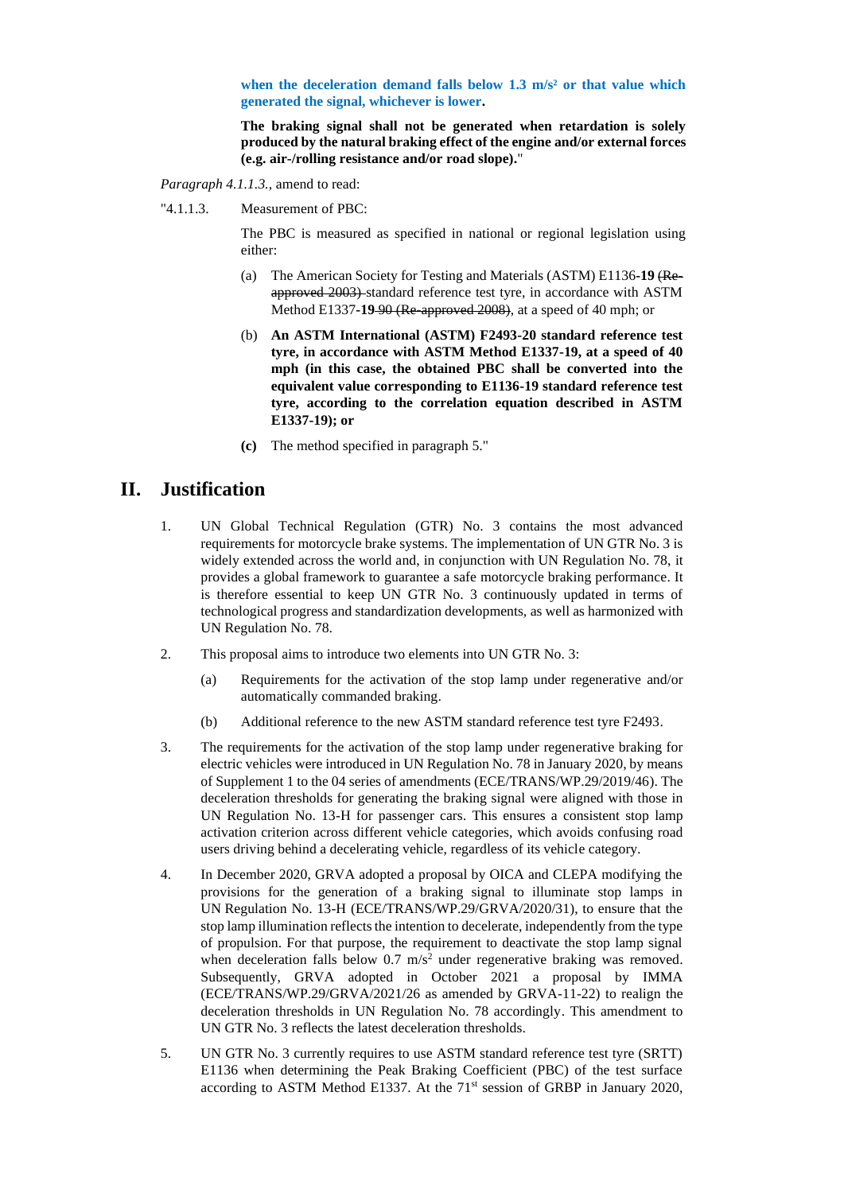**when the deceleration demand falls below 1.3 m/s² or that value which generated the signal, whichever is lower.**

**The braking signal shall not be generated when retardation is solely produced by the natural braking effect of the engine and/or external forces (e.g. air-/rolling resistance and/or road slope).**"

*Paragraph 4.1.1.3.*, amend to read:

"4.1.1.3. Measurement of PBC:

The PBC is measured as specified in national or regional legislation using either:

(a) The American Society for Testing and Materials (ASTM) E1136**-19** ~~(Re-approved 2003)~~ standard reference test tyre, in accordance with ASTM Method E1337**-19** ~~90 (Re-approved 2008)~~, at a speed of 40 mph; or

(b) **An ASTM International (ASTM) F2493-20 standard reference test tyre, in accordance with ASTM Method E1337-19, at a speed of 40 mph (in this case, the obtained PBC shall be converted into the equivalent value corresponding to E1136-19 standard reference test tyre, according to the correlation equation described in ASTM E1337-19); or**

**(c)** The method specified in paragraph 5."

# II. Justification

1. UN Global Technical Regulation (GTR) No. 3 contains the most advanced requirements for motorcycle brake systems. The implementation of UN GTR No. 3 is widely extended across the world and, in conjunction with UN Regulation No. 78, it provides a global framework to guarantee a safe motorcycle braking performance. It is therefore essential to keep UN GTR No. 3 continuously updated in terms of technological progress and standardization developments, as well as harmonized with UN Regulation No. 78.

2. This proposal aims to introduce two elements into UN GTR No. 3:

   (a) Requirements for the activation of the stop lamp under regenerative and/or automatically commanded braking.

   (b) Additional reference to the new ASTM standard reference test tyre F2493.

3. The requirements for the activation of the stop lamp under regenerative braking for electric vehicles were introduced in UN Regulation No. 78 in January 2020, by means of Supplement 1 to the 04 series of amendments (ECE/TRANS/WP.29/2019/46). The deceleration thresholds for generating the braking signal were aligned with those in UN Regulation No. 13-H for passenger cars. This ensures a consistent stop lamp activation criterion across different vehicle categories, which avoids confusing road users driving behind a decelerating vehicle, regardless of its vehicle category.

4. In December 2020, GRVA adopted a proposal by OICA and CLEPA modifying the provisions for the generation of a braking signal to illuminate stop lamps in UN Regulation No. 13-H (ECE/TRANS/WP.29/GRVA/2020/31), to ensure that the stop lamp illumination reflects the intention to decelerate, independently from the type of propulsion. For that purpose, the requirement to deactivate the stop lamp signal when deceleration falls below 0.7 m/s² under regenerative braking was removed. Subsequently, GRVA adopted in October 2021 a proposal by IMMA (ECE/TRANS/WP.29/GRVA/2021/26 as amended by GRVA-11-22) to realign the deceleration thresholds in UN Regulation No. 78 accordingly. This amendment to UN GTR No. 3 reflects the latest deceleration thresholds.

5. UN GTR No. 3 currently requires to use ASTM standard reference test tyre (SRTT) E1136 when determining the Peak Braking Coefficient (PBC) of the test surface according to ASTM Method E1337. At the 71st session of GRBP in January 2020,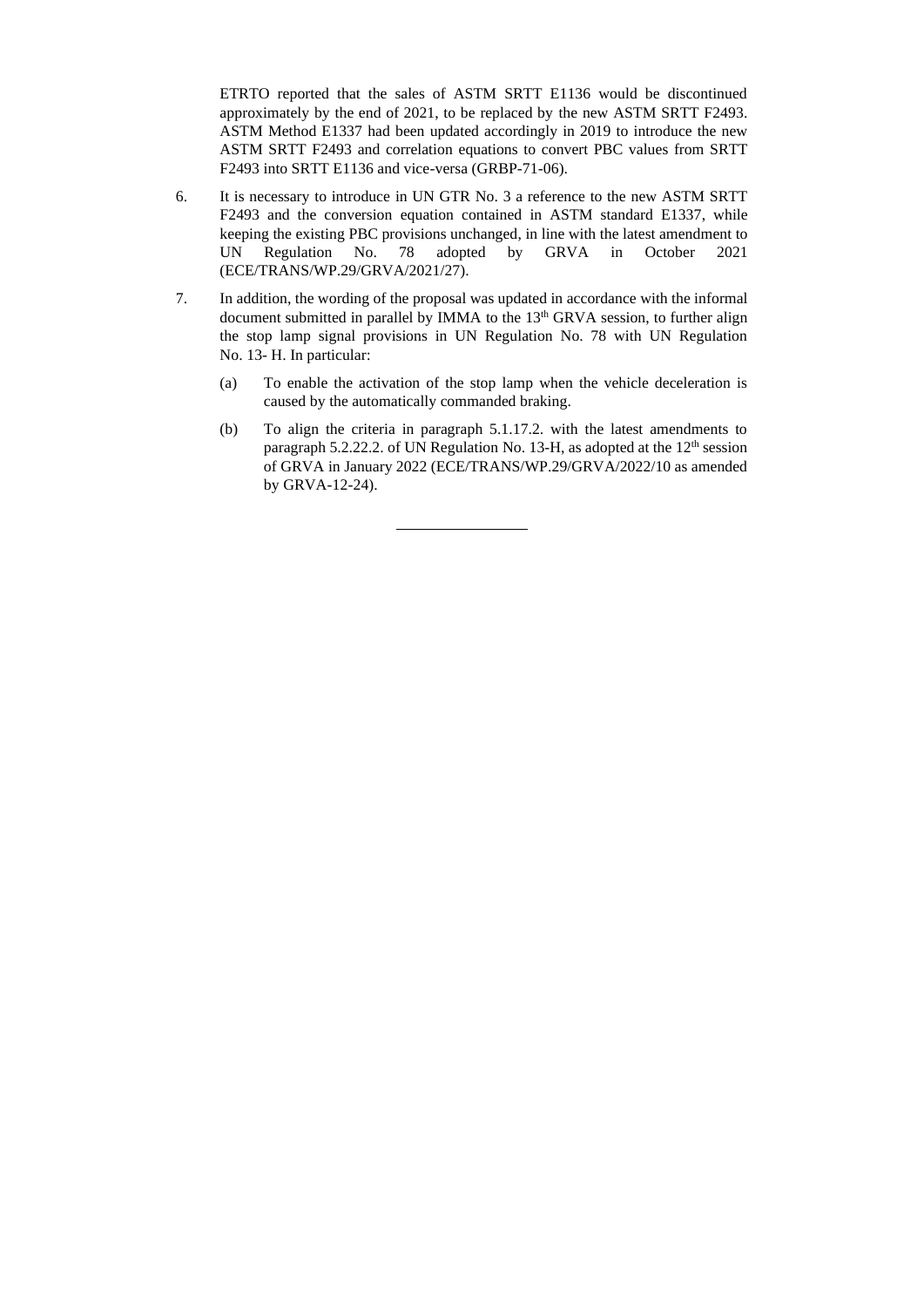ETRTO reported that the sales of ASTM SRTT E1136 would be discontinued approximately by the end of 2021, to be replaced by the new ASTM SRTT F2493. ASTM Method E1337 had been updated accordingly in 2019 to introduce the new ASTM SRTT F2493 and correlation equations to convert PBC values from SRTT F2493 into SRTT E1136 and vice-versa (GRBP-71-06).

6. It is necessary to introduce in UN GTR No. 3 a reference to the new ASTM SRTT F2493 and the conversion equation contained in ASTM standard E1337, while keeping the existing PBC provisions unchanged, in line with the latest amendment to UN Regulation No. 78 adopted by GRVA in October 2021 (ECE/TRANS/WP.29/GRVA/2021/27).

7. In addition, the wording of the proposal was updated in accordance with the informal document submitted in parallel by IMMA to the 13th GRVA session, to further align the stop lamp signal provisions in UN Regulation No. 78 with UN Regulation No. 13- H. In particular:

   (a) To enable the activation of the stop lamp when the vehicle deceleration is caused by the automatically commanded braking.

   (b) To align the criteria in paragraph 5.1.17.2. with the latest amendments to paragraph 5.2.22.2. of UN Regulation No. 13-H, as adopted at the 12th session of GRVA in January 2022 (ECE/TRANS/WP.29/GRVA/2022/10 as amended by GRVA-12-24).